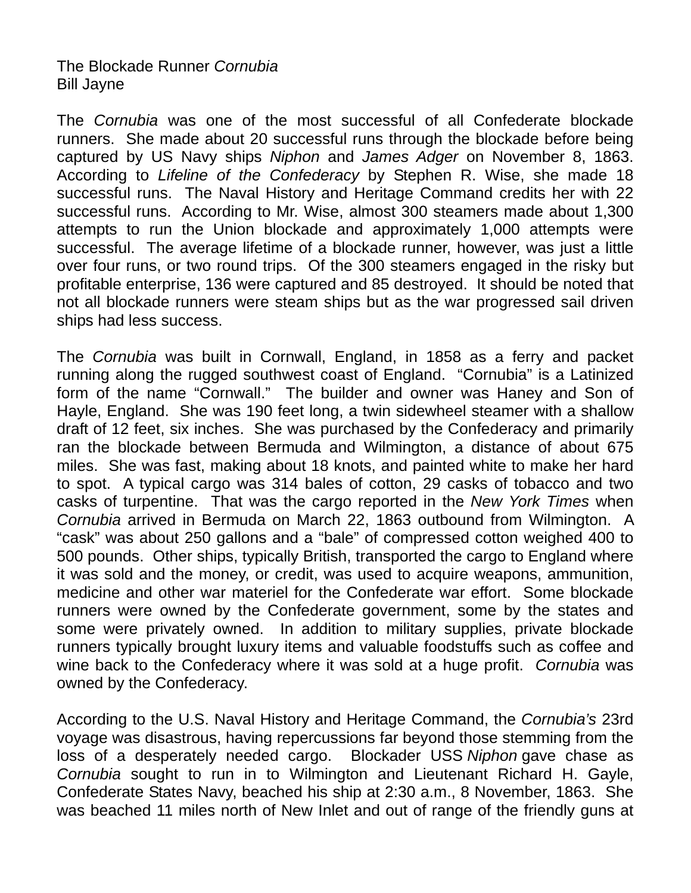The Blockade Runner *Cornubia*
Bill Jayne

The *Cornubia* was one of the most successful of all Confederate blockade runners. She made about 20 successful runs through the blockade before being captured by US Navy ships *Niphon* and *James Adger* on November 8, 1863. According to *Lifeline of the Confederacy* by Stephen R. Wise, she made 18 successful runs. The Naval History and Heritage Command credits her with 22 successful runs. According to Mr. Wise, almost 300 steamers made about 1,300 attempts to run the Union blockade and approximately 1,000 attempts were successful. The average lifetime of a blockade runner, however, was just a little over four runs, or two round trips. Of the 300 steamers engaged in the risky but profitable enterprise, 136 were captured and 85 destroyed. It should be noted that not all blockade runners were steam ships but as the war progressed sail driven ships had less success.

The *Cornubia* was built in Cornwall, England, in 1858 as a ferry and packet running along the rugged southwest coast of England. "Cornubia" is a Latinized form of the name "Cornwall." The builder and owner was Haney and Son of Hayle, England. She was 190 feet long, a twin sidewheel steamer with a shallow draft of 12 feet, six inches. She was purchased by the Confederacy and primarily ran the blockade between Bermuda and Wilmington, a distance of about 675 miles. She was fast, making about 18 knots, and painted white to make her hard to spot. A typical cargo was 314 bales of cotton, 29 casks of tobacco and two casks of turpentine. That was the cargo reported in the *New York Times* when *Cornubia* arrived in Bermuda on March 22, 1863 outbound from Wilmington. A "cask" was about 250 gallons and a "bale" of compressed cotton weighed 400 to 500 pounds. Other ships, typically British, transported the cargo to England where it was sold and the money, or credit, was used to acquire weapons, ammunition, medicine and other war materiel for the Confederate war effort. Some blockade runners were owned by the Confederate government, some by the states and some were privately owned. In addition to military supplies, private blockade runners typically brought luxury items and valuable foodstuffs such as coffee and wine back to the Confederacy where it was sold at a huge profit. *Cornubia* was owned by the Confederacy.

According to the U.S. Naval History and Heritage Command, the *Cornubia's* 23rd voyage was disastrous, having repercussions far beyond those stemming from the loss of a desperately needed cargo. Blockader USS *Niphon* gave chase as *Cornubia* sought to run in to Wilmington and Lieutenant Richard H. Gayle, Confederate States Navy, beached his ship at 2:30 a.m., 8 November, 1863. She was beached 11 miles north of New Inlet and out of range of the friendly guns at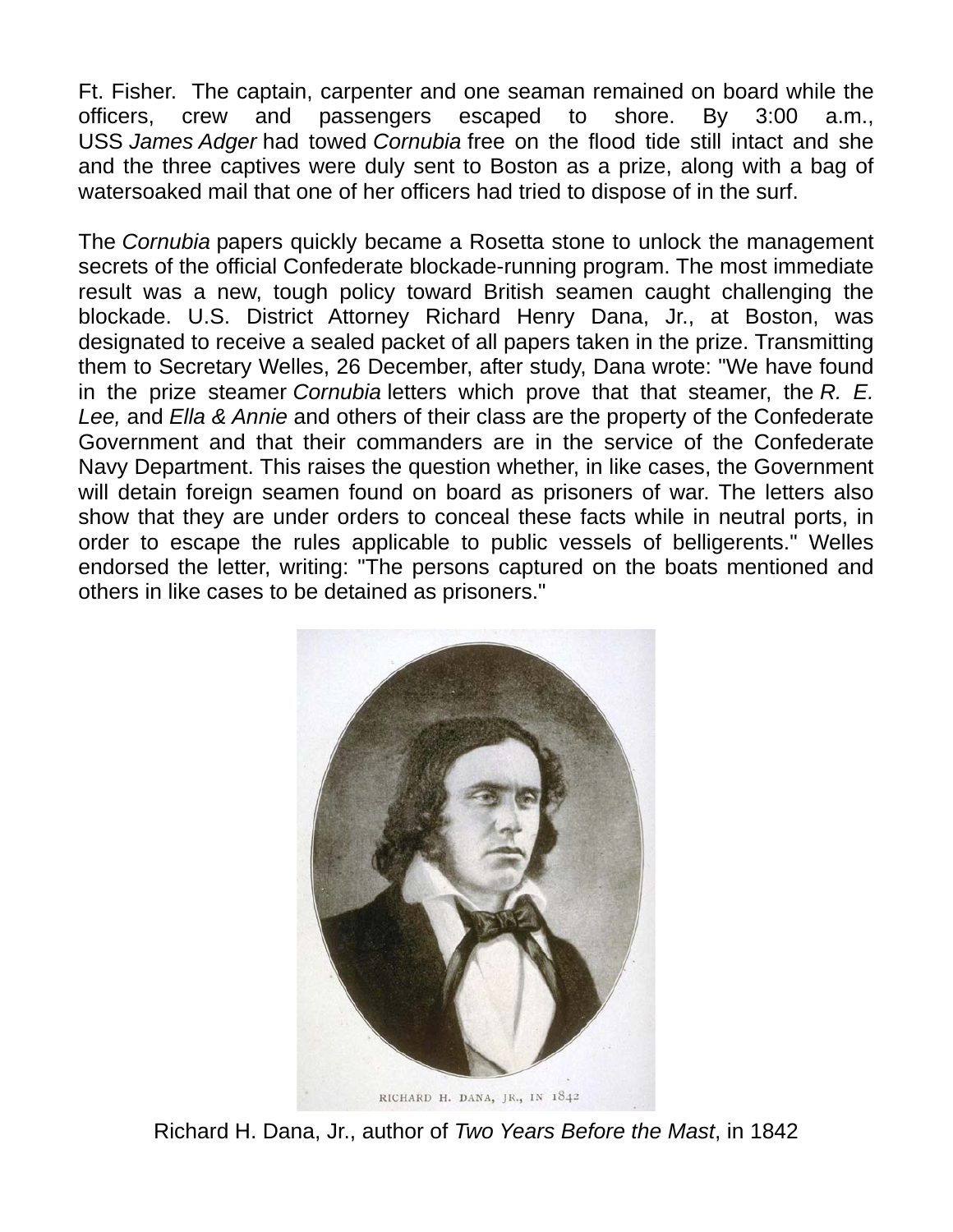Ft. Fisher. The captain, carpenter and one seaman remained on board while the officers, crew and passengers escaped to shore. By 3:00 a.m., USS *James Adger* had towed *Cornubia* free on the flood tide still intact and she and the three captives were duly sent to Boston as a prize, along with a bag of watersoaked mail that one of her officers had tried to dispose of in the surf.

The *Cornubia* papers quickly became a Rosetta stone to unlock the management secrets of the official Confederate blockade-running program. The most immediate result was a new, tough policy toward British seamen caught challenging the blockade. U.S. District Attorney Richard Henry Dana, Jr., at Boston, was designated to receive a sealed packet of all papers taken in the prize. Transmitting them to Secretary Welles, 26 December, after study, Dana wrote: "We have found in the prize steamer *Cornubia* letters which prove that that steamer, the *R. E. Lee,* and *Ella & Annie* and others of their class are the property of the Confederate Government and that their commanders are in the service of the Confederate Navy Department. This raises the question whether, in like cases, the Government will detain foreign seamen found on board as prisoners of war. The letters also show that they are under orders to conceal these facts while in neutral ports, in order to escape the rules applicable to public vessels of belligerents." Welles endorsed the letter, writing: "The persons captured on the boats mentioned and others in like cases to be detained as prisoners."

RICHARD H. DANA, JR., IN 1842

Richard H. Dana, Jr., author of *Two Years Before the Mast*, in 1842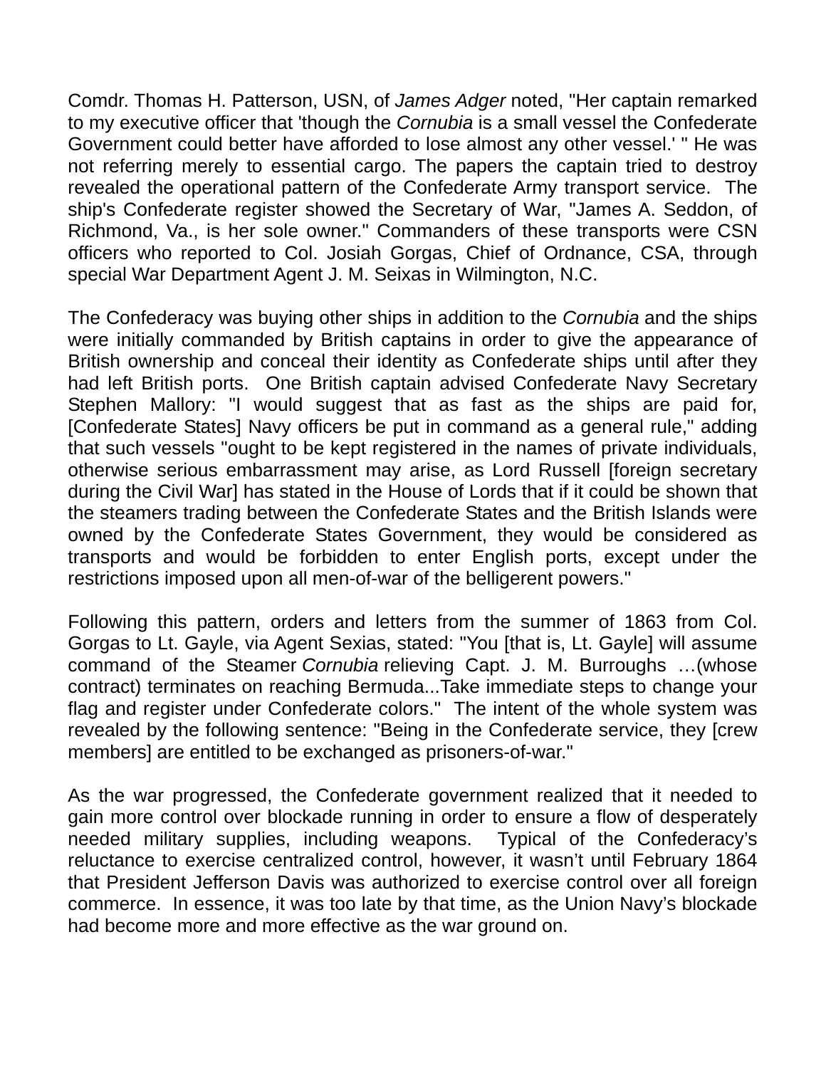Comdr. Thomas H. Patterson, USN, of *James Adger* noted, "Her captain remarked to my executive officer that 'though the *Cornubia* is a small vessel the Confederate Government could better have afforded to lose almost any other vessel.' " He was not referring merely to essential cargo. The papers the captain tried to destroy revealed the operational pattern of the Confederate Army transport service. The ship's Confederate register showed the Secretary of War, "James A. Seddon, of Richmond, Va., is her sole owner." Commanders of these transports were CSN officers who reported to Col. Josiah Gorgas, Chief of Ordnance, CSA, through special War Department Agent J. M. Seixas in Wilmington, N.C.

The Confederacy was buying other ships in addition to the *Cornubia* and the ships were initially commanded by British captains in order to give the appearance of British ownership and conceal their identity as Confederate ships until after they had left British ports. One British captain advised Confederate Navy Secretary Stephen Mallory: "I would suggest that as fast as the ships are paid for, [Confederate States] Navy officers be put in command as a general rule," adding that such vessels "ought to be kept registered in the names of private individuals, otherwise serious embarrassment may arise, as Lord Russell [foreign secretary during the Civil War] has stated in the House of Lords that if it could be shown that the steamers trading between the Confederate States and the British Islands were owned by the Confederate States Government, they would be considered as transports and would be forbidden to enter English ports, except under the restrictions imposed upon all men-of-war of the belligerent powers."

Following this pattern, orders and letters from the summer of 1863 from Col. Gorgas to Lt. Gayle, via Agent Sexias, stated: "You [that is, Lt. Gayle] will assume command of the Steamer *Cornubia* relieving Capt. J. M. Burroughs …(whose contract) terminates on reaching Bermuda...Take immediate steps to change your flag and register under Confederate colors." The intent of the whole system was revealed by the following sentence: "Being in the Confederate service, they [crew members] are entitled to be exchanged as prisoners-of-war."

As the war progressed, the Confederate government realized that it needed to gain more control over blockade running in order to ensure a flow of desperately needed military supplies, including weapons. Typical of the Confederacy's reluctance to exercise centralized control, however, it wasn't until February 1864 that President Jefferson Davis was authorized to exercise control over all foreign commerce. In essence, it was too late by that time, as the Union Navy's blockade had become more and more effective as the war ground on.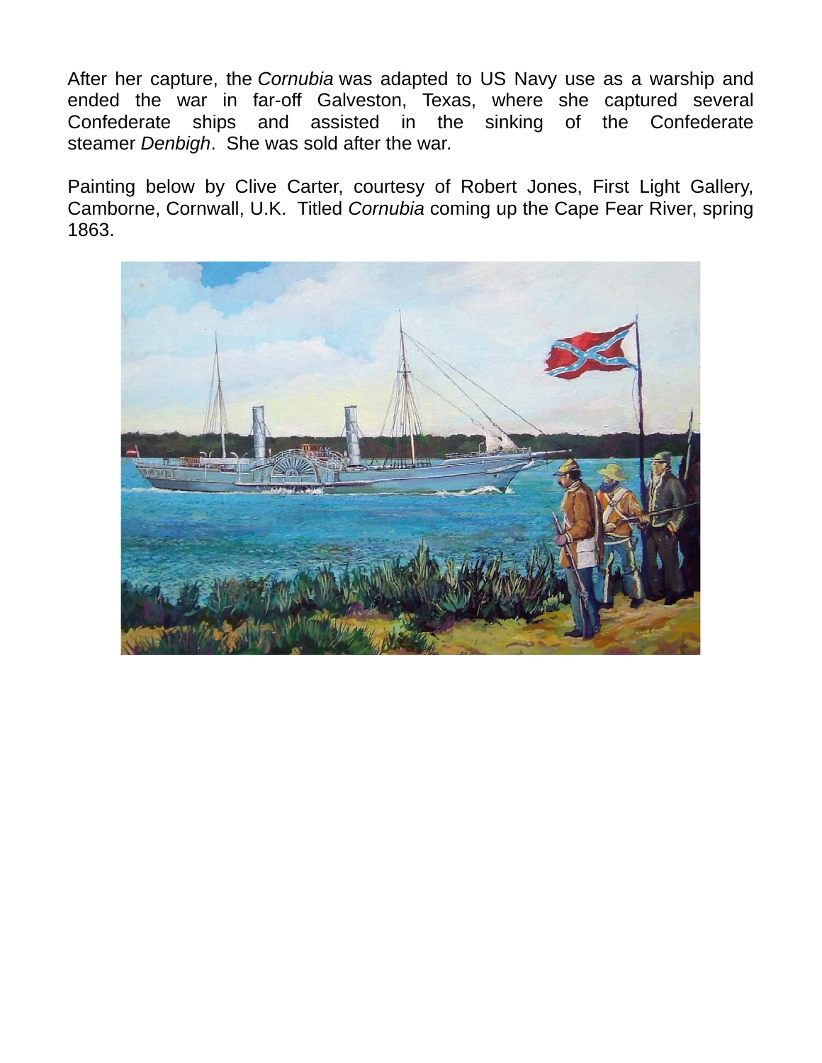After her capture, the *Cornubia* was adapted to US Navy use as a warship and ended the war in far-off Galveston, Texas, where she captured several Confederate ships and assisted in the sinking of the Confederate steamer *Denbigh*. She was sold after the war.

Painting below by Clive Carter, courtesy of Robert Jones, First Light Gallery, Camborne, Cornwall, U.K. Titled *Cornubia* coming up the Cape Fear River, spring 1863.